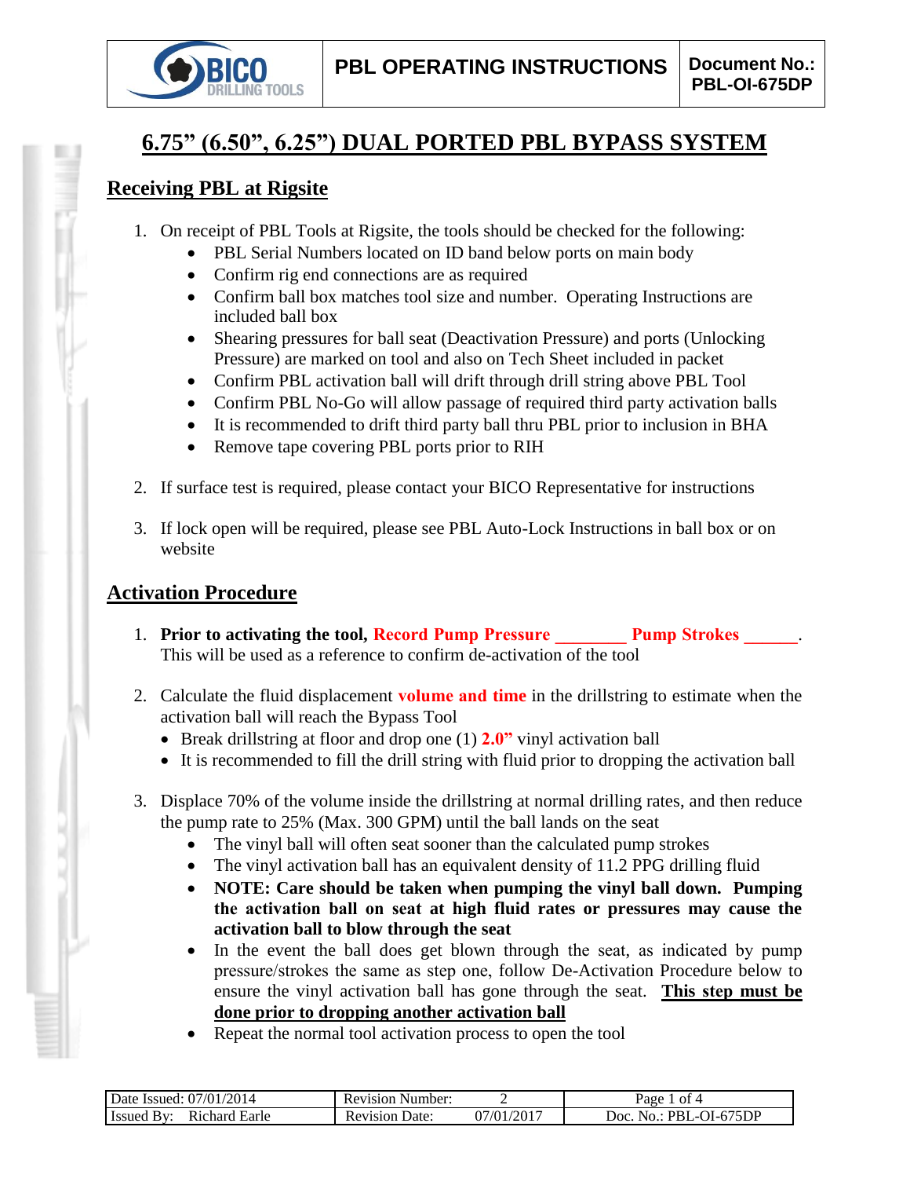# 6.75" (6.50", 6.25") DUAL PORTED PBL BYPASS SYSTEM

## Receiving PBL at Rigsite

1. On receipt of PBL Tools at Rigsite, the tools should be checked for the following:
   - PBL Serial Numbers located on ID band below ports on main body
   - Confirm rig end connections are as required
   - Confirm ball box matches tool size and number. Operating Instructions are included ball box
   - Shearing pressures for ball seat (Deactivation Pressure) and ports (Unlocking Pressure) are marked on tool and also on Tech Sheet included in packet
   - Confirm PBL activation ball will drift through drill string above PBL Tool
   - Confirm PBL No-Go will allow passage of required third party activation balls
   - It is recommended to drift third party ball thru PBL prior to inclusion in BHA
   - Remove tape covering PBL ports prior to RIH

2. If surface test is required, please contact your BICO Representative for instructions

3. If lock open will be required, please see PBL Auto-Lock Instructions in ball box or on website

## Activation Procedure

1. **Prior to activating the tool, Record Pump Pressure ________ Pump Strokes ______.** This will be used as a reference to confirm de-activation of the tool

2. Calculate the fluid displacement **volume and time** in the drillstring to estimate when the activation ball will reach the Bypass Tool
   - Break drillstring at floor and drop one (1) **2.0"** vinyl activation ball
   - It is recommended to fill the drill string with fluid prior to dropping the activation ball

3. Displace 70% of the volume inside the drillstring at normal drilling rates, and then reduce the pump rate to 25% (Max. 300 GPM) until the ball lands on the seat
   - The vinyl ball will often seat sooner than the calculated pump strokes
   - The vinyl activation ball has an equivalent density of 11.2 PPG drilling fluid
   - **NOTE: Care should be taken when pumping the vinyl ball down. Pumping the activation ball on seat at high fluid rates or pressures may cause the activation ball to blow through the seat**
   - In the event the ball does get blown through the seat, as indicated by pump pressure/strokes the same as step one, follow De-Activation Procedure below to ensure the vinyl activation ball has gone through the seat. **This step must be done prior to dropping another activation ball**
   - Repeat the normal tool activation process to open the tool

| Date Issued: 07/01/2014 | Revision Number: | 2 | Page 1 of 4 |
|---|---|---|---|
| Issued By: Richard Earle | Revision Date: | 07/01/2017 | Doc. No.: PBL-OI-675DP |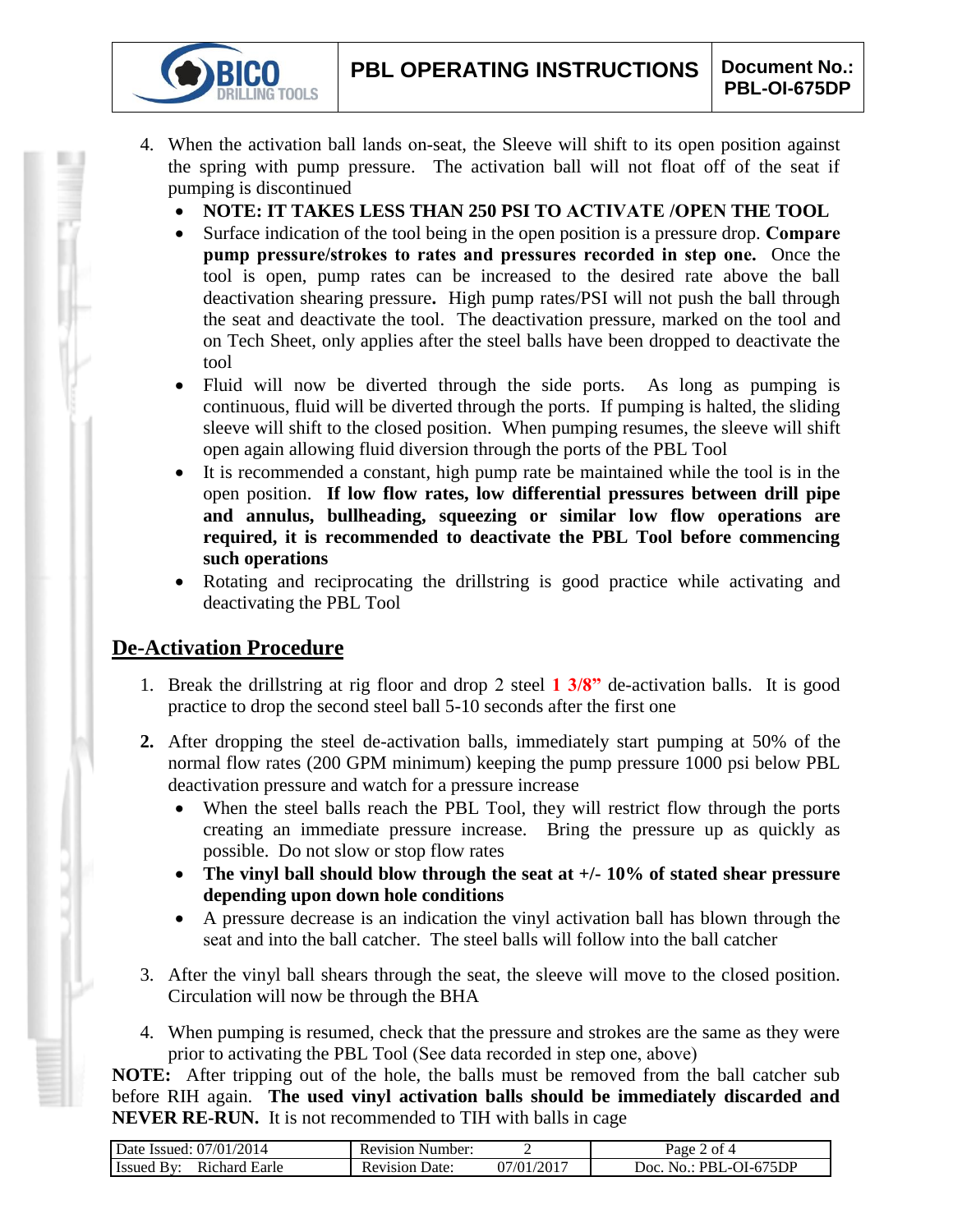4. When the activation ball lands on-seat, the Sleeve will shift to its open position against the spring with pump pressure. The activation ball will not float off of the seat if pumping is discontinued
   - **NOTE: IT TAKES LESS THAN 250 PSI TO ACTIVATE /OPEN THE TOOL**
   - Surface indication of the tool being in the open position is a pressure drop. **Compare pump pressure/strokes to rates and pressures recorded in step one.** Once the tool is open, pump rates can be increased to the desired rate above the ball deactivation shearing pressure**.** High pump rates/PSI will not push the ball through the seat and deactivate the tool. The deactivation pressure, marked on the tool and on Tech Sheet, only applies after the steel balls have been dropped to deactivate the tool
   - Fluid will now be diverted through the side ports. As long as pumping is continuous, fluid will be diverted through the ports. If pumping is halted, the sliding sleeve will shift to the closed position. When pumping resumes, the sleeve will shift open again allowing fluid diversion through the ports of the PBL Tool
   - It is recommended a constant, high pump rate be maintained while the tool is in the open position. **If low flow rates, low differential pressures between drill pipe and annulus, bullheading, squeezing or similar low flow operations are required, it is recommended to deactivate the PBL Tool before commencing such operations**
   - Rotating and reciprocating the drillstring is good practice while activating and deactivating the PBL Tool

## De-Activation Procedure

1. Break the drillstring at rig floor and drop 2 steel **1 3/8"** de-activation balls. It is good practice to drop the second steel ball 5-10 seconds after the first one

2. After dropping the steel de-activation balls, immediately start pumping at 50% of the normal flow rates (200 GPM minimum) keeping the pump pressure 1000 psi below PBL deactivation pressure and watch for a pressure increase
   - When the steel balls reach the PBL Tool, they will restrict flow through the ports creating an immediate pressure increase. Bring the pressure up as quickly as possible. Do not slow or stop flow rates
   - **The vinyl ball should blow through the seat at +/- 10% of stated shear pressure depending upon down hole conditions**
   - A pressure decrease is an indication the vinyl activation ball has blown through the seat and into the ball catcher. The steel balls will follow into the ball catcher

3. After the vinyl ball shears through the seat, the sleeve will move to the closed position. Circulation will now be through the BHA

4. When pumping is resumed, check that the pressure and strokes are the same as they were prior to activating the PBL Tool (See data recorded in step one, above)

**NOTE:** After tripping out of the hole, the balls must be removed from the ball catcher sub before RIH again. **The used vinyl activation balls should be immediately discarded and NEVER RE-RUN.** It is not recommended to TIH with balls in cage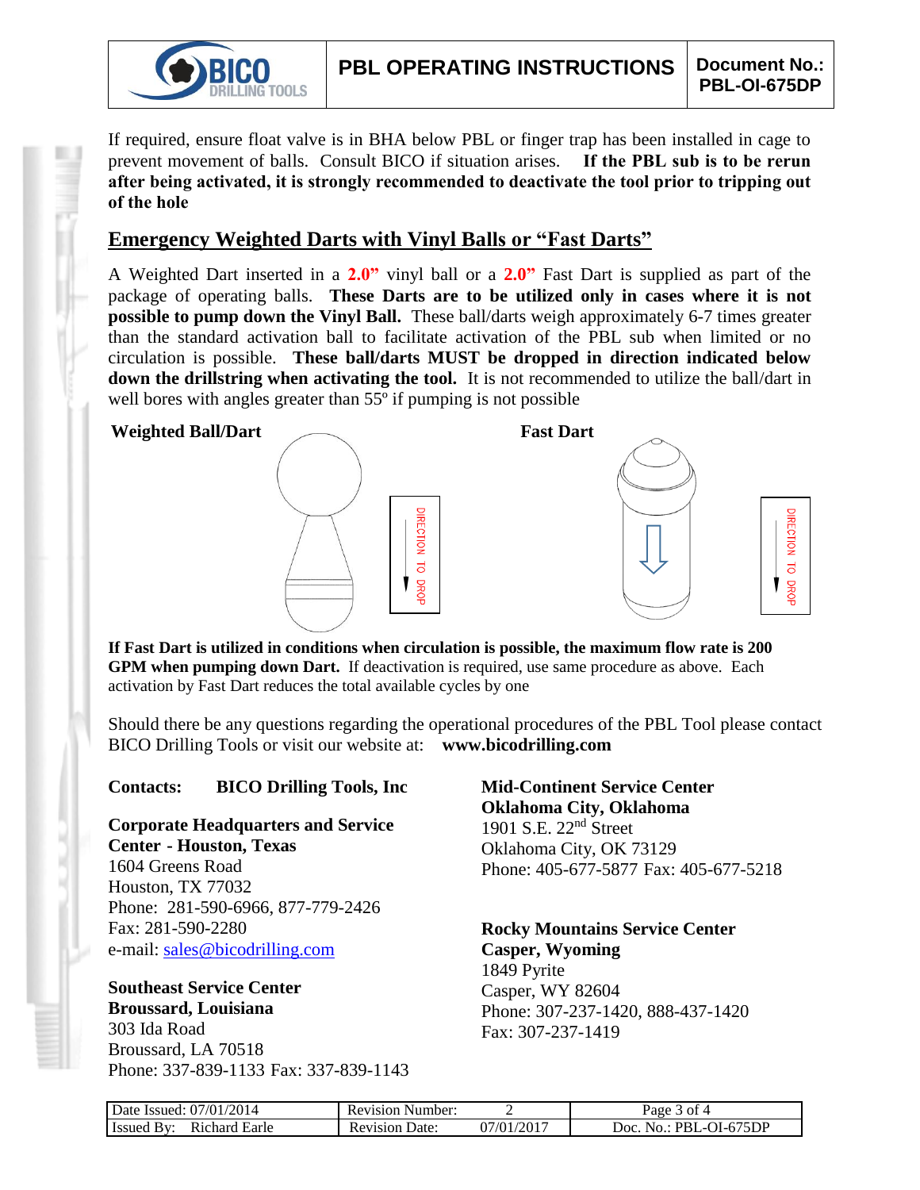If required, ensure float valve is in BHA below PBL or finger trap has been installed in cage to prevent movement of balls. Consult BICO if situation arises. **If the PBL sub is to be rerun after being activated, it is strongly recommended to deactivate the tool prior to tripping out of the hole**

## Emergency Weighted Darts with Vinyl Balls or "Fast Darts"

A Weighted Dart inserted in a **2.0"** vinyl ball or a **2.0"** Fast Dart is supplied as part of the package of operating balls. **These Darts are to be utilized only in cases where it is not possible to pump down the Vinyl Ball.** These ball/darts weigh approximately 6-7 times greater than the standard activation ball to facilitate activation of the PBL sub when limited or no circulation is possible. **These ball/darts MUST be dropped in direction indicated below down the drillstring when activating the tool.** It is not recommended to utilize the ball/dart in well bores with angles greater than 55º if pumping is not possible

**Weighted Ball/Dart**

DIRECTION TO DROP

**Fast Dart**

DIRECTION TO DROP

**If Fast Dart is utilized in conditions when circulation is possible, the maximum flow rate is 200 GPM when pumping down Dart.** If deactivation is required, use same procedure as above. Each activation by Fast Dart reduces the total available cycles by one

Should there be any questions regarding the operational procedures of the PBL Tool please contact BICO Drilling Tools or visit our website at: **www.bicodrilling.com**

**Contacts: BICO Drilling Tools, Inc**

**Corporate Headquarters and Service Center - Houston, Texas**
1604 Greens Road
Houston, TX 77032
Phone: 281-590-6966, 877-779-2426
Fax: 281-590-2280
e-mail: sales@bicodrilling.com

**Southeast Service Center**
**Broussard, Louisiana**
303 Ida Road
Broussard, LA 70518
Phone: 337-839-1133 Fax: 337-839-1143

**Mid-Continent Service Center**
**Oklahoma City, Oklahoma**
1901 S.E. 22nd Street
Oklahoma City, OK 73129
Phone: 405-677-5877 Fax: 405-677-5218

**Rocky Mountains Service Center**
**Casper, Wyoming**
1849 Pyrite
Casper, WY 82604
Phone: 307-237-1420, 888-437-1420
Fax: 307-237-1419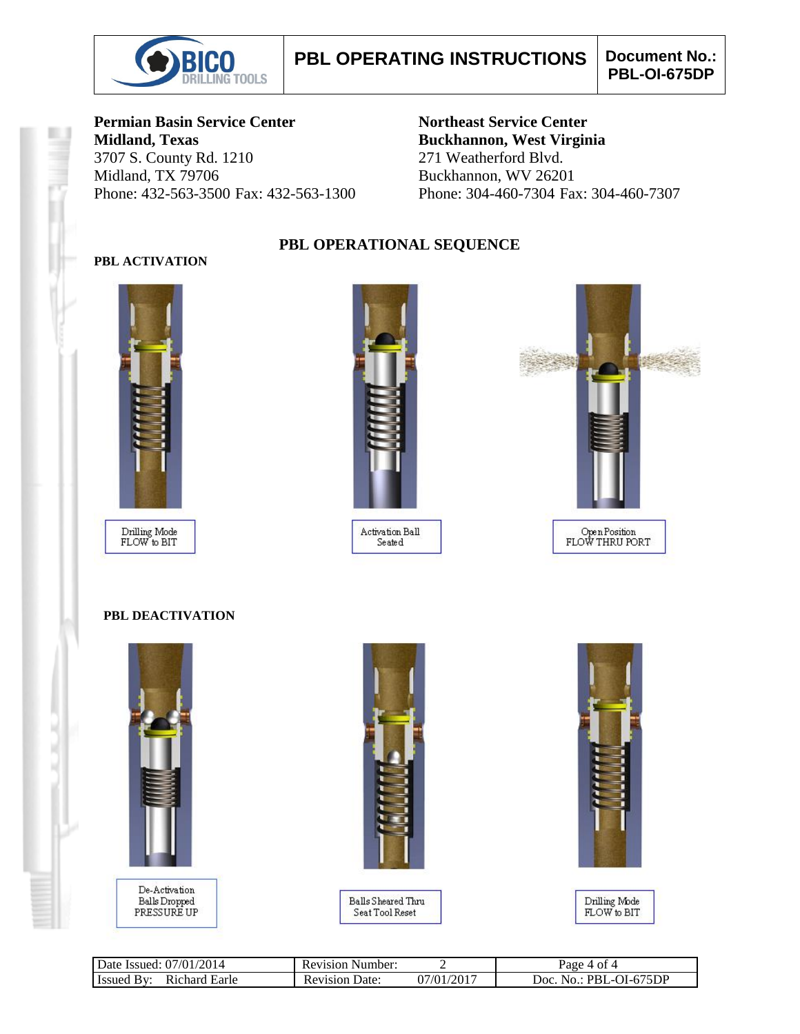**Permian Basin Service Center**
**Midland, Texas**
3707 S. County Rd. 1210
Midland, TX 79706
Phone: 432-563-3500 Fax: 432-563-1300

**Northeast Service Center**
**Buckhannon, West Virginia**
271 Weatherford Blvd.
Buckhannon, WV 26201
Phone: 304-460-7304 Fax: 304-460-7307

## PBL OPERATIONAL SEQUENCE

### PBL ACTIVATION

Drilling Mode
FLOW to BIT

Activation Ball
Seated

Open Position
FLOW THRU PORT

### PBL DEACTIVATION

De-Activation
Balls Dropped
PRESSURE UP

Balls Sheared Thru
Seat Tool Reset

Drilling Mode
FLOW to BIT

| | | |
|---|---|---|
| Date Issued: 07/01/2014 | Revision Number: 2 | Page 4 of 4 |
| Issued By: Richard Earle | Revision Date: 07/01/2017 | Doc. No.: PBL-OI-675DP |